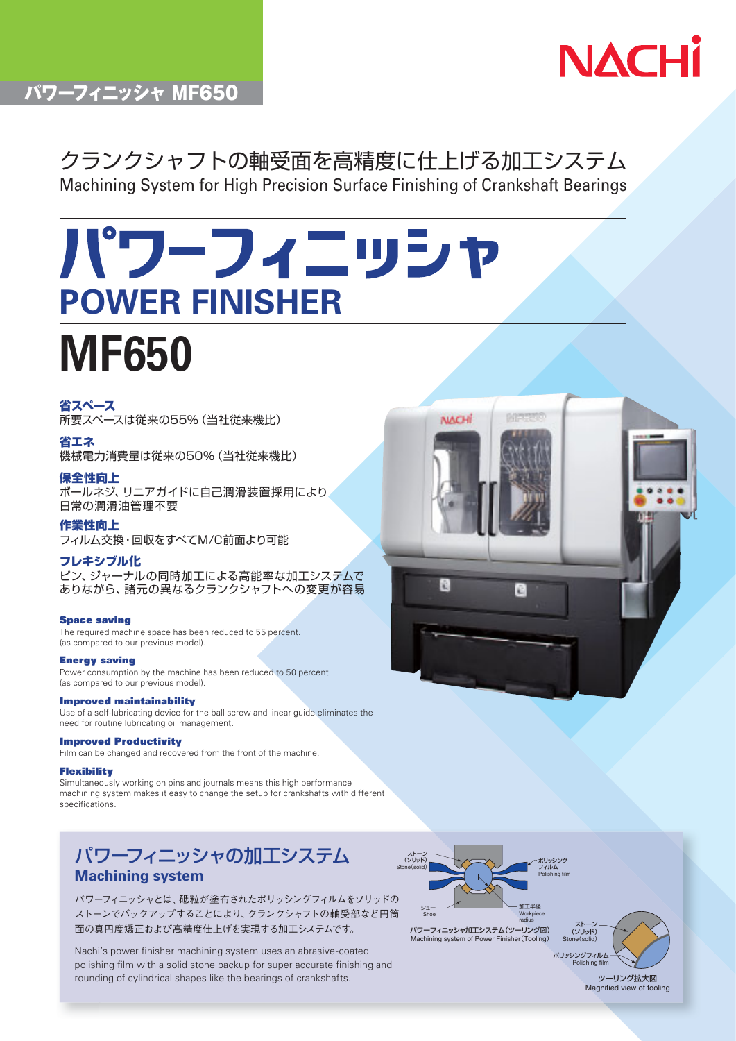パワーフィニッシャ MF650

NACHi

クランクシャフトの軸受面を高精度に仕上げる加工システム
Machining System for High Precision Surface Finishing of Crankshaft Bearings

# パワーフィニッシャ
# POWER FINISHER
# MF650

### 省スペース
所要スペースは従来の55%（当社従来機比）

### 省エネ
機械電力消費量は従来の50%（当社従来機比）

### 保全性向上
ボールネジ、リニアガイドに自己潤滑装置採用により日常の潤滑油管理不要

### 作業性向上
フィルム交換・回収をすべてM/C前面より可能

### フレキシブル化
ピン、ジャーナルの同時加工による高能率な加工システムでありながら、諸元の異なるクランクシャフトへの変更が容易

#### Space saving
The required machine space has been reduced to 55 percent.
(as compared to our previous model).

#### Energy saving
Power consumption by the machine has been reduced to 50 percent.
(as compared to our previous model).

#### Improved maintainability
Use of a self-lubricating device for the ball screw and linear guide eliminates the need for routine lubricating oil management.

#### Improved Productivity
Film can be changed and recovered from the front of the machine.

#### Flexibility
Simultaneously working on pins and journals means this high performance machining system makes it easy to change the setup for crankshafts with different specifications.

## パワーフィニッシャの加工システム
## Machining system

パワーフィニッシャとは、砥粒が塗布されたポリッシングフィルムをソリッドのストーンでバックアップすることにより、クランクシャフトの軸受部など円筒面の真円度矯正および高精度仕上げを実現する加工システムです。

Nachi's power finisher machining system uses an abrasive-coated polishing film with a solid stone backup for super accurate finishing and rounding of cylindrical shapes like the bearings of crankshafts.

ストーン（ソリッド） Stone (solid)
ポリッシングフィルム Polishing film
シュー Shoe
加工半径 Workpiece radius

パワーフィニッシャ加工システム（ツーリング図）
Machining system of Power Finisher (Tooling)

ストーン（ソリッド） Stone (solid)
ポリッシングフィルム Polishing film

ツーリング拡大図
Magnified view of tooling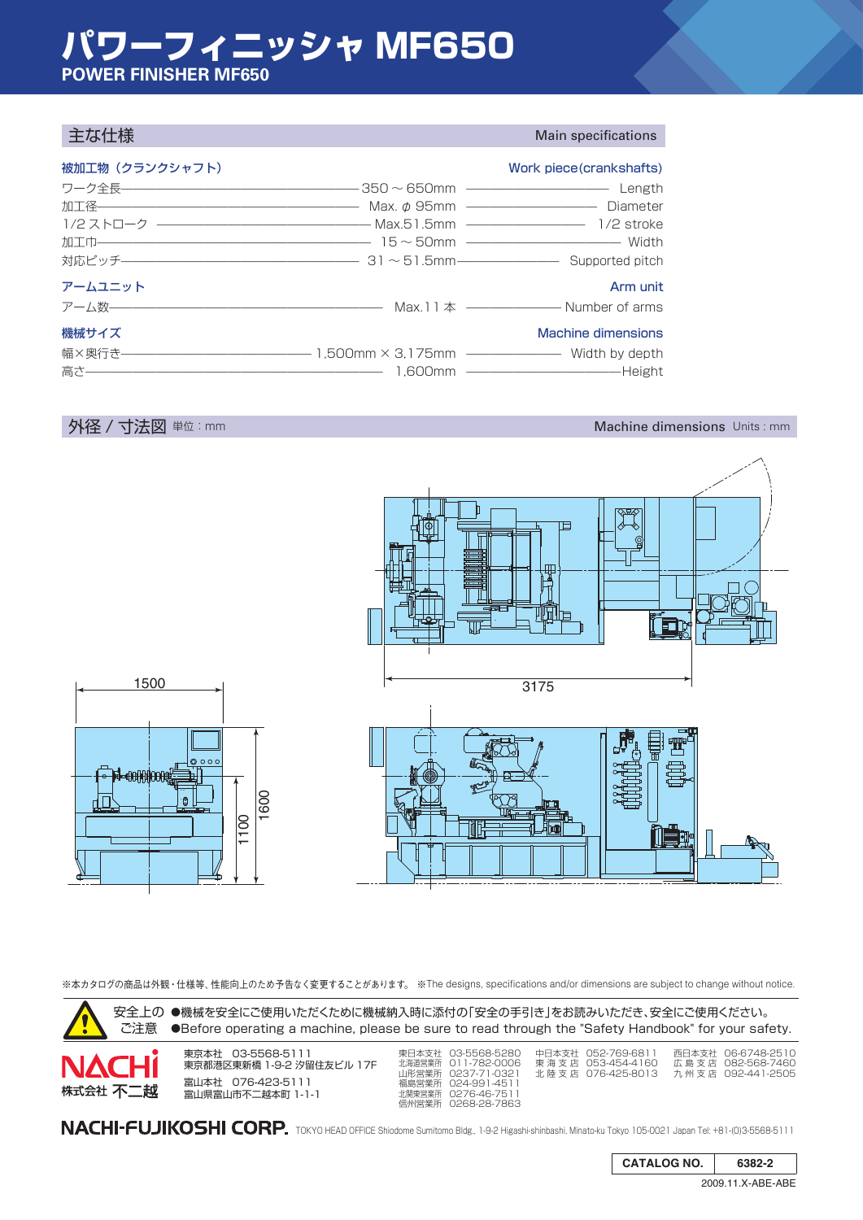# パワーフィニッシャ MF650

## POWER FINISHER MF650

## 主な仕様　Main specifications

### 被加工物（クランクシャフト）　Work piece(crankshafts)

| | | |
|---|---|---|
| ワーク全長 | 350～650mm | Length |
| 加工径 | Max. φ 95mm | Diameter |
| 1/2 ストローク | Max.51.5mm | 1/2 stroke |
| 加工巾 | 15～50mm | Width |
| 対応ピッチ | 31～51.5mm | Supported pitch |

### アームユニット　Arm unit

| | | |
|---|---|---|
| アーム数 | Max.11 本 | Number of arms |

### 機械サイズ　Machine dimensions

| | | |
|---|---|---|
| 幅×奥行き | 1,500mm × 3,175mm | Width by depth |
| 高さ | 1,600mm | Height |

## 外径 / 寸法図 単位：mm　Machine dimensions Units : mm

1500

3175

1100

1600

※本カタログの商品は外観・仕様等、性能向上のため予告なく変更することがあります。 ※The designs, specifications and/or dimensions are subject to change without notice.

安全上のご注意
●機械を安全にご使用いただくために機械納入時に添付の「安全の手引き」をお読みいただき、安全にご使用ください。
●Before operating a machine, please be sure to read through the "Safety Handbook" for your safety.

NACHi 株式会社 不二越

東京本社 03-5568-5111
東京都港区東新橋 1-9-2 汐留住友ビル 17F

富山本社 076-423-5111
富山県富山市不二越本町 1-1-1

東日本支社 03-5568-5280
北海道営業所 011-782-0006
山形営業所 0237-71-0321
福島営業所 024-991-4511
北関東営業所 0276-46-7511
信州営業所 0268-28-7863

中日本支社 052-769-6811
東海支店 053-454-4160
北陸支店 076-425-8013

西日本支社 06-6748-2510
広島支店 082-568-7460
九州支店 092-441-2505

NACHI-FUJIKOSHI CORP. TOKYO HEAD OFFICE Shiodome Sumitomo Bldg., 1-9-2 Higashi-shinbashi, Minato-ku Tokyo 105-0021 Japan Tel: +81-(0)3-5568-5111

CATALOG NO. 6382-2

2009.11.X-ABE-ABE